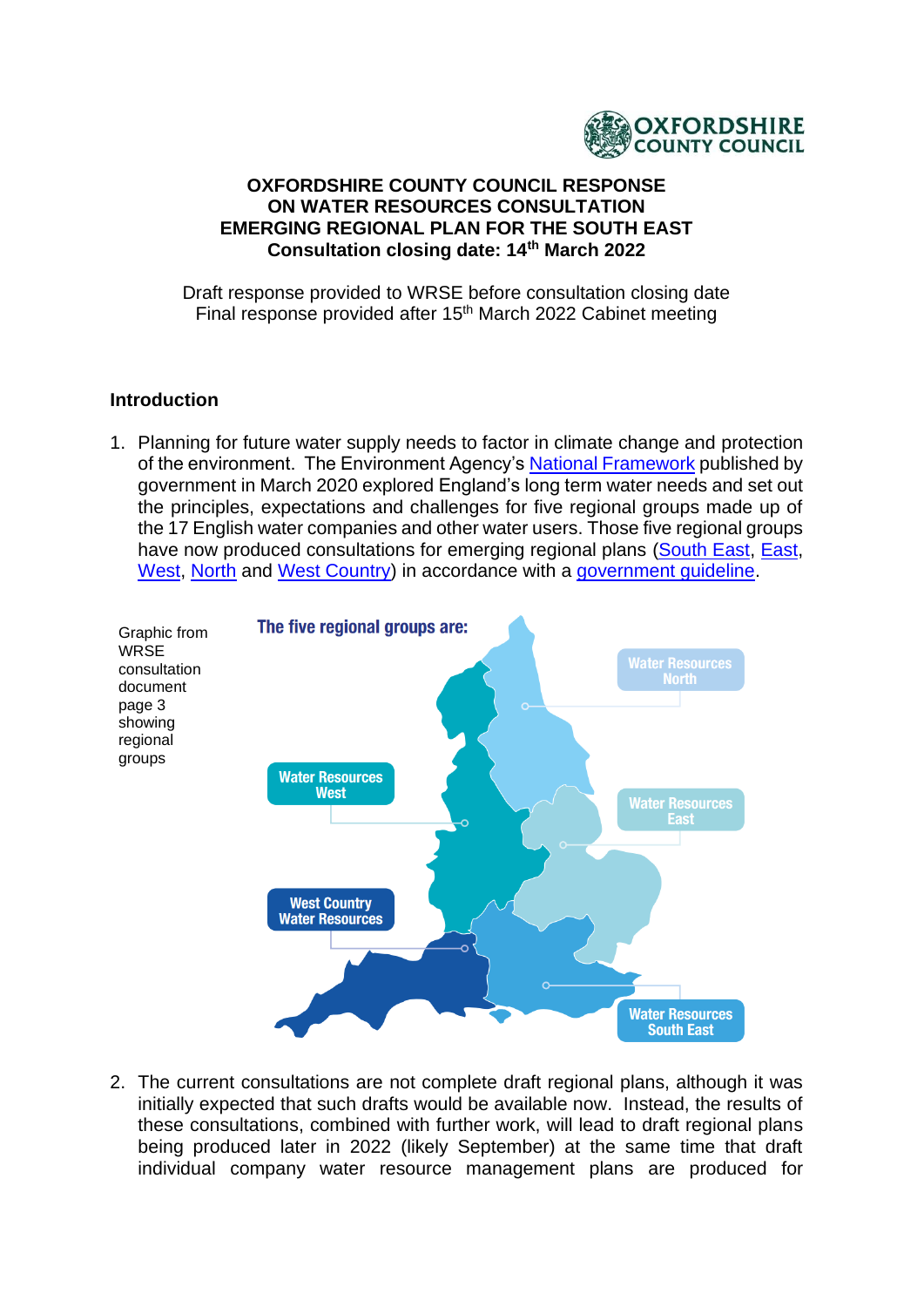# OXFORDSHIRE COUNTY COUNCIL RESPONSE ON WATER RESOURCES CONSULTATION EMERGING REGIONAL PLAN FOR THE SOUTH EAST

**Consultation closing date: 14th March 2022**

Draft response provided to WRSE before consultation closing date
Final response provided after 15th March 2022 Cabinet meeting

## Introduction

1. Planning for future water supply needs to factor in climate change and protection of the environment. The Environment Agency's National Framework published by government in March 2020 explored England's long term water needs and set out the principles, expectations and challenges for five regional groups made up of the 17 English water companies and other water users. Those five regional groups have now produced consultations for emerging regional plans (South East, East, West, North and West Country) in accordance with a government guideline.

Graphic from WRSE consultation document page 3 showing regional groups

The five regional groups are:

- Water Resources North
- Water Resources West
- Water Resources East
- West Country Water Resources
- Water Resources South East

2. The current consultations are not complete draft regional plans, although it was initially expected that such drafts would be available now. Instead, the results of these consultations, combined with further work, will lead to draft regional plans being produced later in 2022 (likely September) at the same time that draft individual company water resource management plans are produced for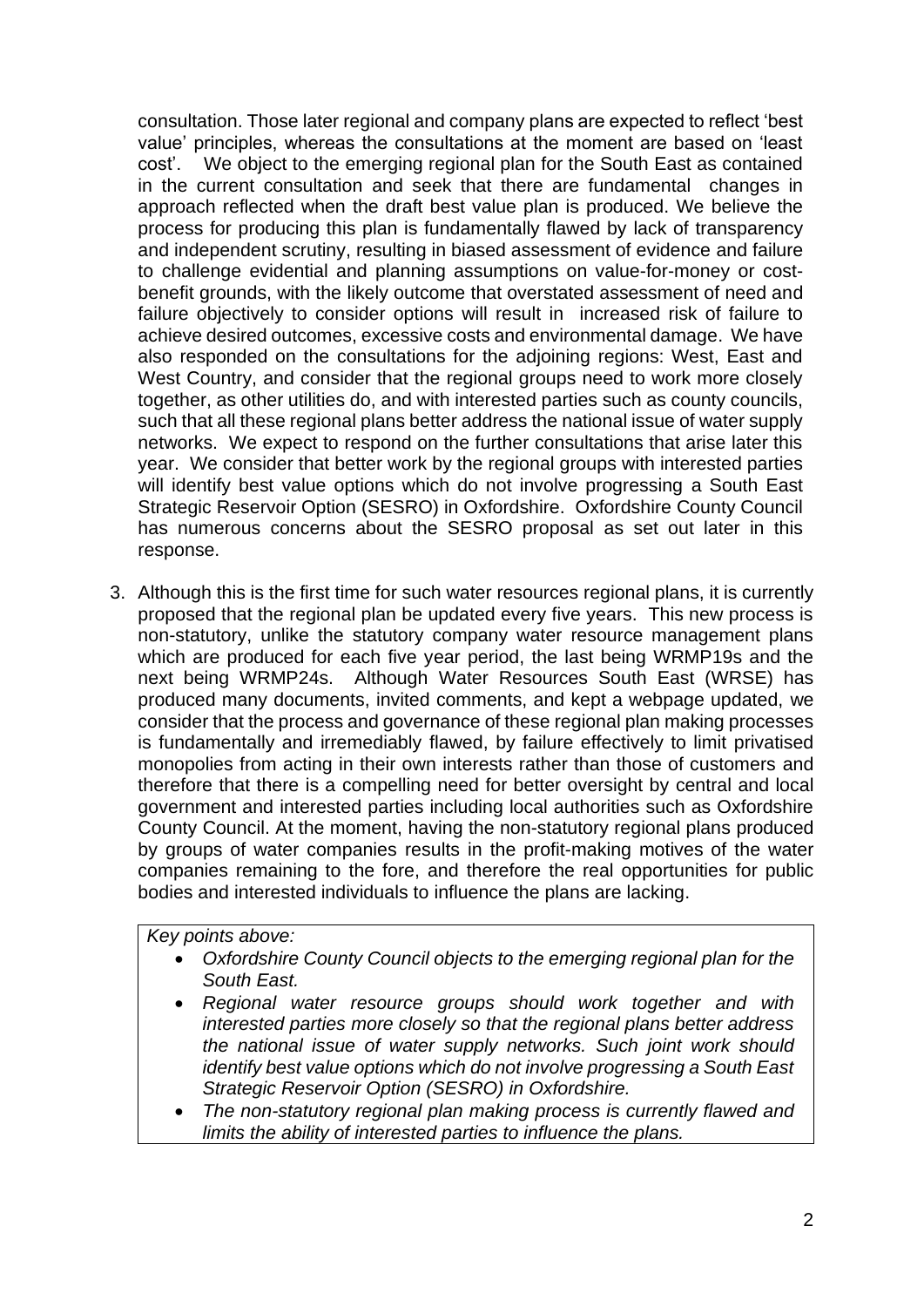consultation. Those later regional and company plans are expected to reflect 'best value' principles, whereas the consultations at the moment are based on 'least cost'. We object to the emerging regional plan for the South East as contained in the current consultation and seek that there are fundamental changes in approach reflected when the draft best value plan is produced. We believe the process for producing this plan is fundamentally flawed by lack of transparency and independent scrutiny, resulting in biased assessment of evidence and failure to challenge evidential and planning assumptions on value-for-money or cost-benefit grounds, with the likely outcome that overstated assessment of need and failure objectively to consider options will result in increased risk of failure to achieve desired outcomes, excessive costs and environmental damage. We have also responded on the consultations for the adjoining regions: West, East and West Country, and consider that the regional groups need to work more closely together, as other utilities do, and with interested parties such as county councils, such that all these regional plans better address the national issue of water supply networks. We expect to respond on the further consultations that arise later this year. We consider that better work by the regional groups with interested parties will identify best value options which do not involve progressing a South East Strategic Reservoir Option (SESRO) in Oxfordshire. Oxfordshire County Council has numerous concerns about the SESRO proposal as set out later in this response.

3. Although this is the first time for such water resources regional plans, it is currently proposed that the regional plan be updated every five years. This new process is non-statutory, unlike the statutory company water resource management plans which are produced for each five year period, the last being WRMP19s and the next being WRMP24s. Although Water Resources South East (WRSE) has produced many documents, invited comments, and kept a webpage updated, we consider that the process and governance of these regional plan making processes is fundamentally and irremediably flawed, by failure effectively to limit privatised monopolies from acting in their own interests rather than those of customers and therefore that there is a compelling need for better oversight by central and local government and interested parties including local authorities such as Oxfordshire County Council. At the moment, having the non-statutory regional plans produced by groups of water companies results in the profit-making motives of the water companies remaining to the fore, and therefore the real opportunities for public bodies and interested individuals to influence the plans are lacking.

*Key points above:*

- *Oxfordshire County Council objects to the emerging regional plan for the South East.*
- *Regional water resource groups should work together and with interested parties more closely so that the regional plans better address the national issue of water supply networks. Such joint work should identify best value options which do not involve progressing a South East Strategic Reservoir Option (SESRO) in Oxfordshire.*
- *The non-statutory regional plan making process is currently flawed and limits the ability of interested parties to influence the plans.*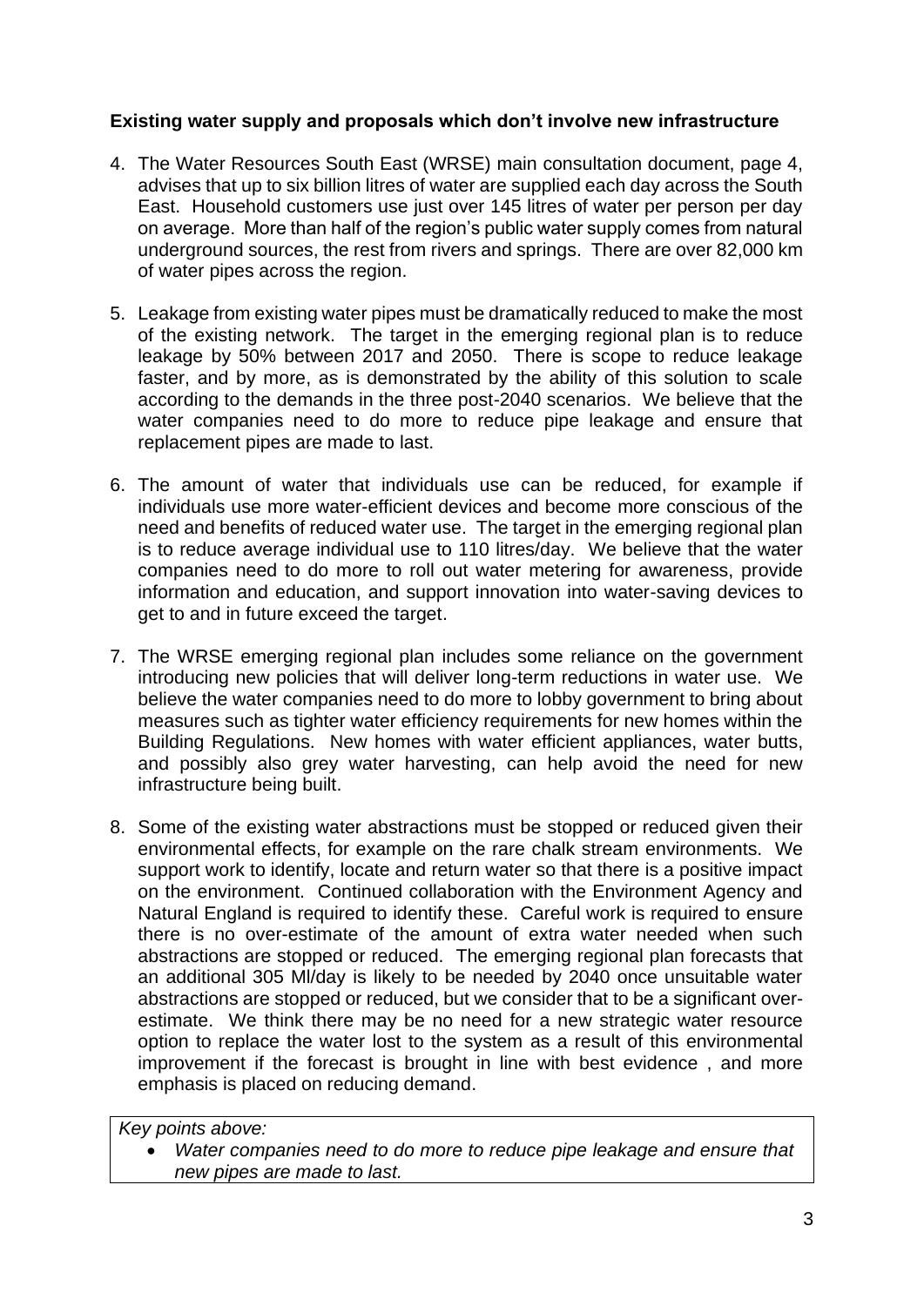**Existing water supply and proposals which don't involve new infrastructure**

4. The Water Resources South East (WRSE) main consultation document, page 4, advises that up to six billion litres of water are supplied each day across the South East. Household customers use just over 145 litres of water per person per day on average. More than half of the region's public water supply comes from natural underground sources, the rest from rivers and springs. There are over 82,000 km of water pipes across the region.

5. Leakage from existing water pipes must be dramatically reduced to make the most of the existing network. The target in the emerging regional plan is to reduce leakage by 50% between 2017 and 2050. There is scope to reduce leakage faster, and by more, as is demonstrated by the ability of this solution to scale according to the demands in the three post-2040 scenarios. We believe that the water companies need to do more to reduce pipe leakage and ensure that replacement pipes are made to last.

6. The amount of water that individuals use can be reduced, for example if individuals use more water-efficient devices and become more conscious of the need and benefits of reduced water use. The target in the emerging regional plan is to reduce average individual use to 110 litres/day. We believe that the water companies need to do more to roll out water metering for awareness, provide information and education, and support innovation into water-saving devices to get to and in future exceed the target.

7. The WRSE emerging regional plan includes some reliance on the government introducing new policies that will deliver long-term reductions in water use. We believe the water companies need to do more to lobby government to bring about measures such as tighter water efficiency requirements for new homes within the Building Regulations. New homes with water efficient appliances, water butts, and possibly also grey water harvesting, can help avoid the need for new infrastructure being built.

8. Some of the existing water abstractions must be stopped or reduced given their environmental effects, for example on the rare chalk stream environments. We support work to identify, locate and return water so that there is a positive impact on the environment. Continued collaboration with the Environment Agency and Natural England is required to identify these. Careful work is required to ensure there is no over-estimate of the amount of extra water needed when such abstractions are stopped or reduced. The emerging regional plan forecasts that an additional 305 Ml/day is likely to be needed by 2040 once unsuitable water abstractions are stopped or reduced, but we consider that to be a significant over-estimate. We think there may be no need for a new strategic water resource option to replace the water lost to the system as a result of this environmental improvement if the forecast is brought in line with best evidence , and more emphasis is placed on reducing demand.

*Key points above:*

- *Water companies need to do more to reduce pipe leakage and ensure that new pipes are made to last.*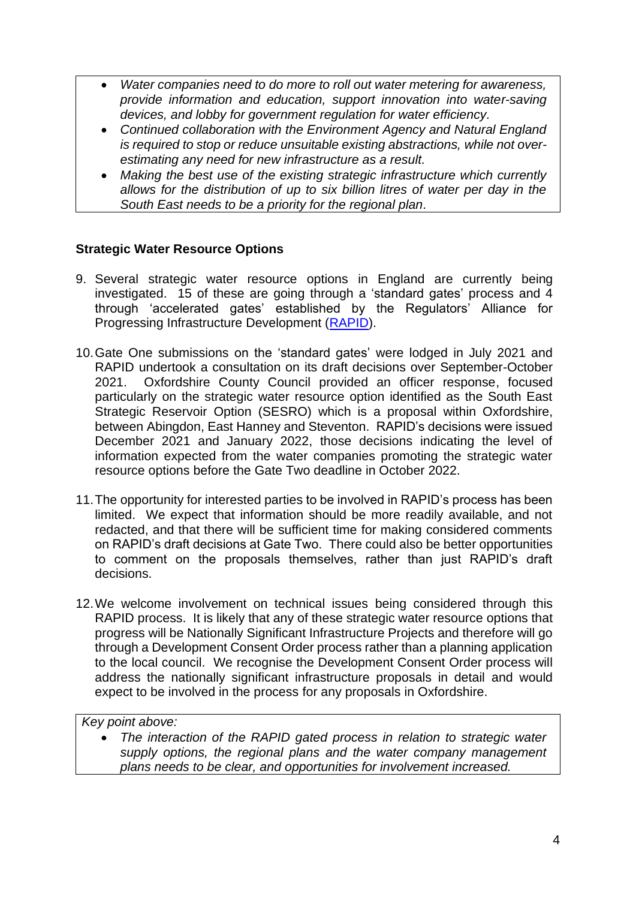- *Water companies need to do more to roll out water metering for awareness, provide information and education, support innovation into water-saving devices, and lobby for government regulation for water efficiency.*
- *Continued collaboration with the Environment Agency and Natural England is required to stop or reduce unsuitable existing abstractions, while not over-estimating any need for new infrastructure as a result.*
- *Making the best use of the existing strategic infrastructure which currently allows for the distribution of up to six billion litres of water per day in the South East needs to be a priority for the regional plan.*

**Strategic Water Resource Options**

9. Several strategic water resource options in England are currently being investigated. 15 of these are going through a 'standard gates' process and 4 through 'accelerated gates' established by the Regulators' Alliance for Progressing Infrastructure Development (RAPID).

10. Gate One submissions on the 'standard gates' were lodged in July 2021 and RAPID undertook a consultation on its draft decisions over September-October 2021. Oxfordshire County Council provided an officer response, focused particularly on the strategic water resource option identified as the South East Strategic Reservoir Option (SESRO) which is a proposal within Oxfordshire, between Abingdon, East Hanney and Steventon. RAPID's decisions were issued December 2021 and January 2022, those decisions indicating the level of information expected from the water companies promoting the strategic water resource options before the Gate Two deadline in October 2022.

11. The opportunity for interested parties to be involved in RAPID's process has been limited. We expect that information should be more readily available, and not redacted, and that there will be sufficient time for making considered comments on RAPID's draft decisions at Gate Two. There could also be better opportunities to comment on the proposals themselves, rather than just RAPID's draft decisions.

12. We welcome involvement on technical issues being considered through this RAPID process. It is likely that any of these strategic water resource options that progress will be Nationally Significant Infrastructure Projects and therefore will go through a Development Consent Order process rather than a planning application to the local council. We recognise the Development Consent Order process will address the nationally significant infrastructure proposals in detail and would expect to be involved in the process for any proposals in Oxfordshire.

*Key point above:*

- *The interaction of the RAPID gated process in relation to strategic water supply options, the regional plans and the water company management plans needs to be clear, and opportunities for involvement increased.*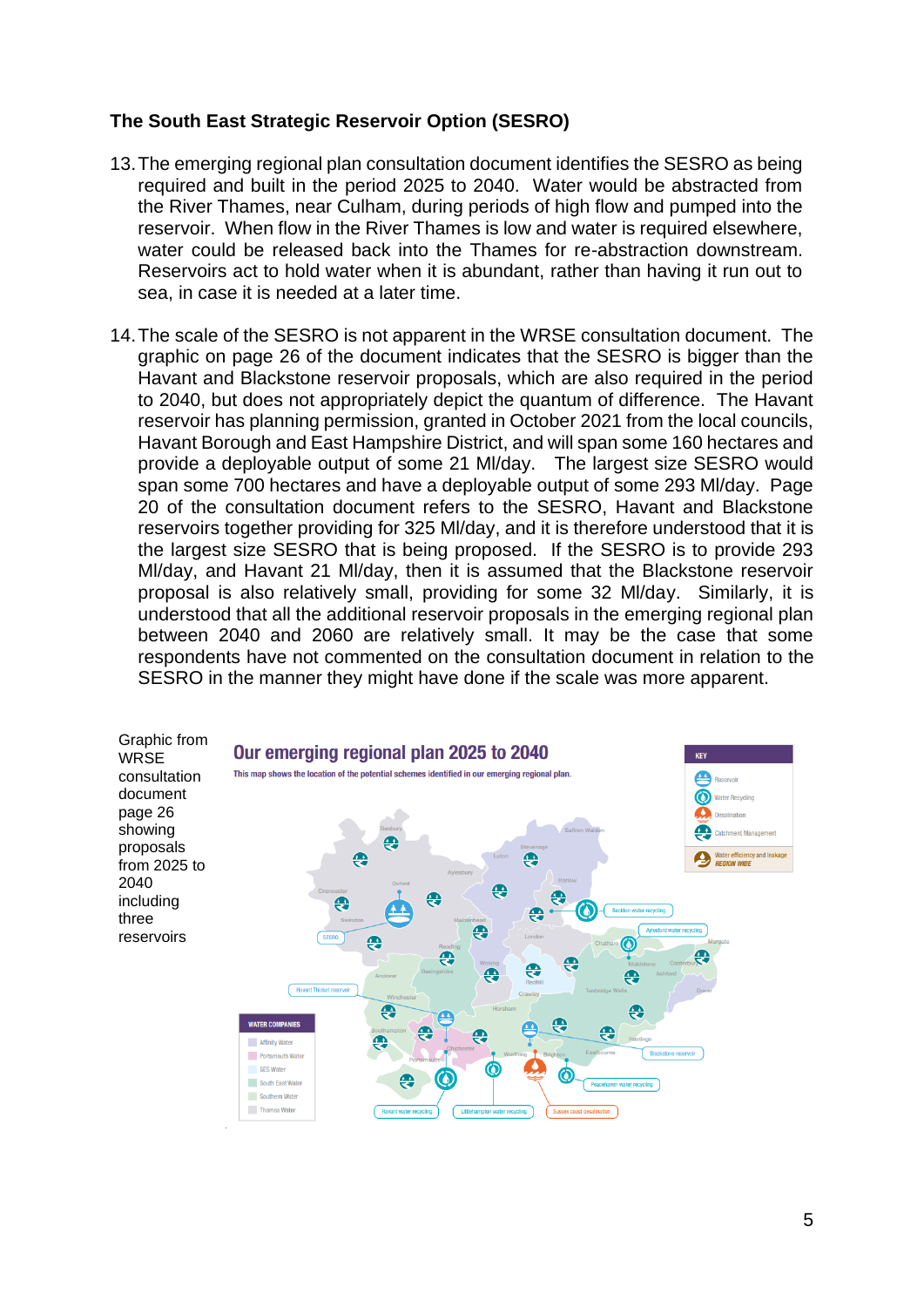## The South East Strategic Reservoir Option (SESRO)

13. The emerging regional plan consultation document identifies the SESRO as being required and built in the period 2025 to 2040. Water would be abstracted from the River Thames, near Culham, during periods of high flow and pumped into the reservoir. When flow in the River Thames is low and water is required elsewhere, water could be released back into the Thames for re-abstraction downstream. Reservoirs act to hold water when it is abundant, rather than having it run out to sea, in case it is needed at a later time.

14. The scale of the SESRO is not apparent in the WRSE consultation document. The graphic on page 26 of the document indicates that the SESRO is bigger than the Havant and Blackstone reservoir proposals, which are also required in the period to 2040, but does not appropriately depict the quantum of difference. The Havant reservoir has planning permission, granted in October 2021 from the local councils, Havant Borough and East Hampshire District, and will span some 160 hectares and provide a deployable output of some 21 Ml/day. The largest size SESRO would span some 700 hectares and have a deployable output of some 293 Ml/day. Page 20 of the consultation document refers to the SESRO, Havant and Blackstone reservoirs together providing for 325 Ml/day, and it is therefore understood that it is the largest size SESRO that is being proposed. If the SESRO is to provide 293 Ml/day, and Havant 21 Ml/day, then it is assumed that the Blackstone reservoir proposal is also relatively small, providing for some 32 Ml/day. Similarly, it is understood that all the additional reservoir proposals in the emerging regional plan between 2040 and 2060 are relatively small. It may be the case that some respondents have not commented on the consultation document in relation to the SESRO in the manner they might have done if the scale was more apparent.

Graphic from WRSE consultation document page 26 showing proposals from 2025 to 2040 including three reservoirs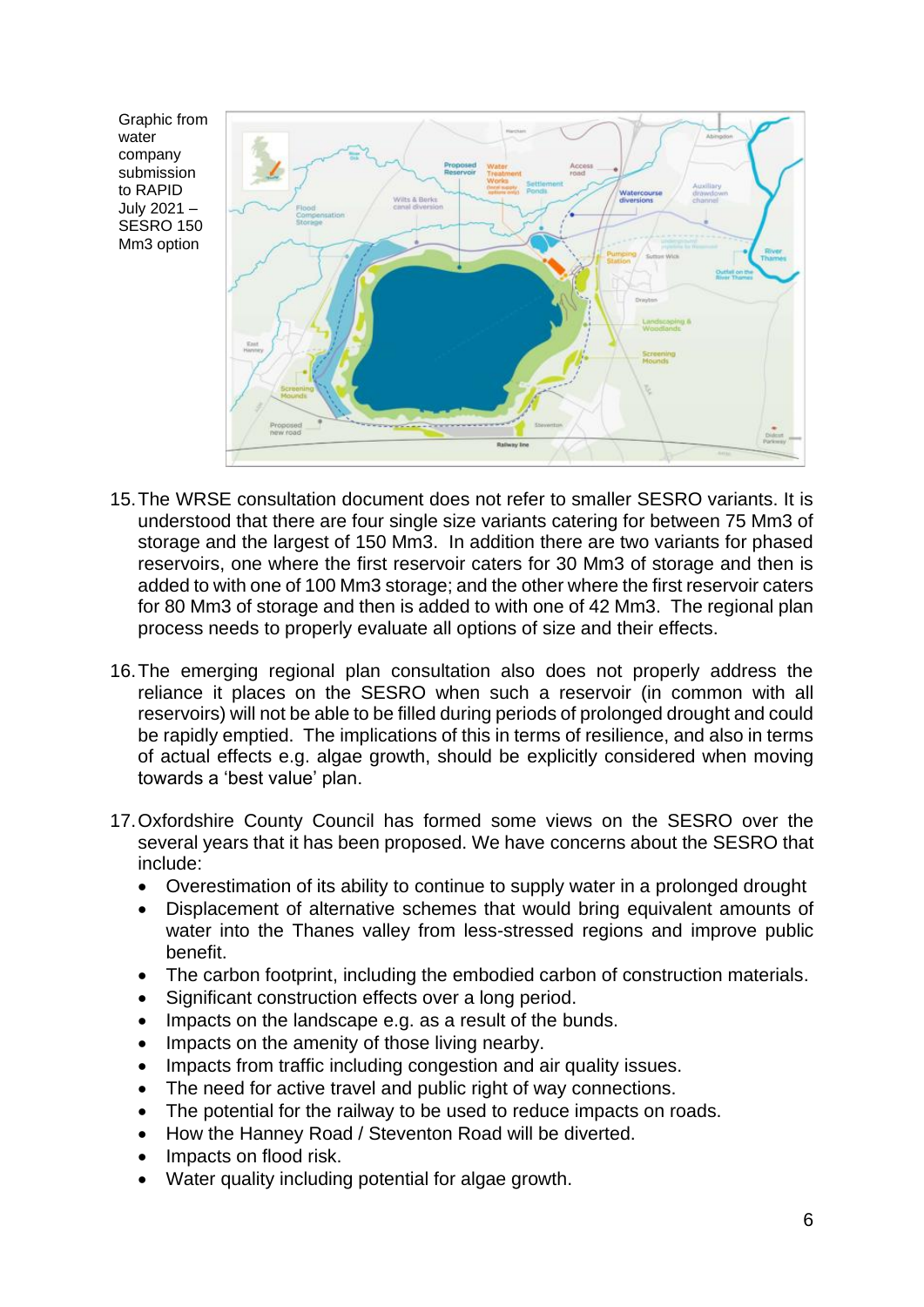Graphic from water company submission to RAPID July 2021 – SESRO 150 Mm3 option

15. The WRSE consultation document does not refer to smaller SESRO variants. It is understood that there are four single size variants catering for between 75 Mm3 of storage and the largest of 150 Mm3. In addition there are two variants for phased reservoirs, one where the first reservoir caters for 30 Mm3 of storage and then is added to with one of 100 Mm3 storage; and the other where the first reservoir caters for 80 Mm3 of storage and then is added to with one of 42 Mm3. The regional plan process needs to properly evaluate all options of size and their effects.

16. The emerging regional plan consultation also does not properly address the reliance it places on the SESRO when such a reservoir (in common with all reservoirs) will not be able to be filled during periods of prolonged drought and could be rapidly emptied. The implications of this in terms of resilience, and also in terms of actual effects e.g. algae growth, should be explicitly considered when moving towards a 'best value' plan.

17. Oxfordshire County Council has formed some views on the SESRO over the several years that it has been proposed. We have concerns about the SESRO that include:
    - Overestimation of its ability to continue to supply water in a prolonged drought
    - Displacement of alternative schemes that would bring equivalent amounts of water into the Thanes valley from less-stressed regions and improve public benefit.
    - The carbon footprint, including the embodied carbon of construction materials.
    - Significant construction effects over a long period.
    - Impacts on the landscape e.g. as a result of the bunds.
    - Impacts on the amenity of those living nearby.
    - Impacts from traffic including congestion and air quality issues.
    - The need for active travel and public right of way connections.
    - The potential for the railway to be used to reduce impacts on roads.
    - How the Hanney Road / Steventon Road will be diverted.
    - Impacts on flood risk.
    - Water quality including potential for algae growth.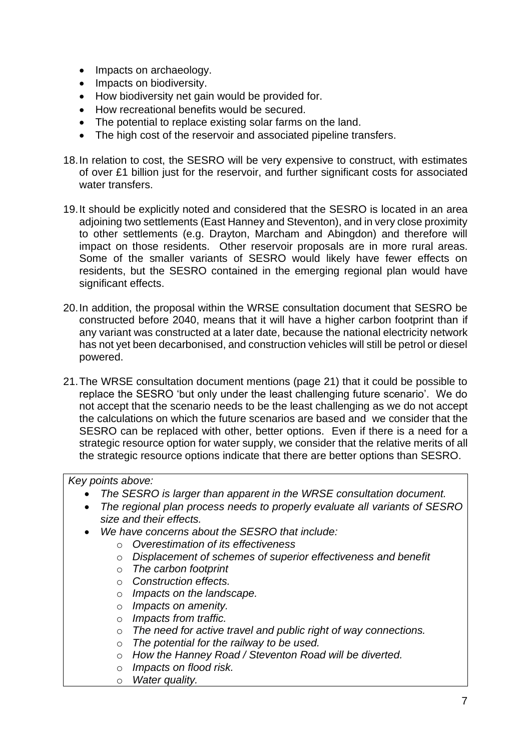- Impacts on archaeology.
- Impacts on biodiversity.
- How biodiversity net gain would be provided for.
- How recreational benefits would be secured.
- The potential to replace existing solar farms on the land.
- The high cost of the reservoir and associated pipeline transfers.

18. In relation to cost, the SESRO will be very expensive to construct, with estimates of over £1 billion just for the reservoir, and further significant costs for associated water transfers.

19. It should be explicitly noted and considered that the SESRO is located in an area adjoining two settlements (East Hanney and Steventon), and in very close proximity to other settlements (e.g. Drayton, Marcham and Abingdon) and therefore will impact on those residents. Other reservoir proposals are in more rural areas. Some of the smaller variants of SESRO would likely have fewer effects on residents, but the SESRO contained in the emerging regional plan would have significant effects.

20. In addition, the proposal within the WRSE consultation document that SESRO be constructed before 2040, means that it will have a higher carbon footprint than if any variant was constructed at a later date, because the national electricity network has not yet been decarbonised, and construction vehicles will still be petrol or diesel powered.

21. The WRSE consultation document mentions (page 21) that it could be possible to replace the SESRO 'but only under the least challenging future scenario'. We do not accept that the scenario needs to be the least challenging as we do not accept the calculations on which the future scenarios are based and we consider that the SESRO can be replaced with other, better options. Even if there is a need for a strategic resource option for water supply, we consider that the relative merits of all the strategic resource options indicate that there are better options than SESRO.

*Key points above:*

- *The SESRO is larger than apparent in the WRSE consultation document.*
- *The regional plan process needs to properly evaluate all variants of SESRO size and their effects.*
- *We have concerns about the SESRO that include:*
  - *Overestimation of its effectiveness*
  - *Displacement of schemes of superior effectiveness and benefit*
  - *The carbon footprint*
  - *Construction effects.*
  - *Impacts on the landscape.*
  - *Impacts on amenity.*
  - *Impacts from traffic.*
  - *The need for active travel and public right of way connections.*
  - *The potential for the railway to be used.*
  - *How the Hanney Road / Steventon Road will be diverted.*
  - *Impacts on flood risk.*
  - *Water quality.*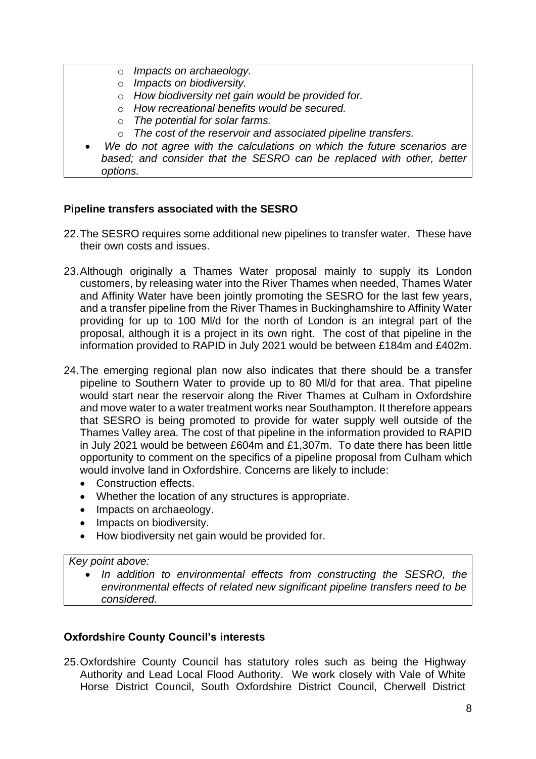- *Impacts on archaeology.*
    - *Impacts on biodiversity.*
    - *How biodiversity net gain would be provided for.*
    - *How recreational benefits would be secured.*
    - *The potential for solar farms.*
    - *The cost of the reservoir and associated pipeline transfers.*
- *We do not agree with the calculations on which the future scenarios are based; and consider that the SESRO can be replaced with other, better options.*

**Pipeline transfers associated with the SESRO**

22. The SESRO requires some additional new pipelines to transfer water. These have their own costs and issues.

23. Although originally a Thames Water proposal mainly to supply its London customers, by releasing water into the River Thames when needed, Thames Water and Affinity Water have been jointly promoting the SESRO for the last few years, and a transfer pipeline from the River Thames in Buckinghamshire to Affinity Water providing for up to 100 Ml/d for the north of London is an integral part of the proposal, although it is a project in its own right. The cost of that pipeline in the information provided to RAPID in July 2021 would be between £184m and £402m.

24. The emerging regional plan now also indicates that there should be a transfer pipeline to Southern Water to provide up to 80 Ml/d for that area. That pipeline would start near the reservoir along the River Thames at Culham in Oxfordshire and move water to a water treatment works near Southampton. It therefore appears that SESRO is being promoted to provide for water supply well outside of the Thames Valley area. The cost of that pipeline in the information provided to RAPID in July 2021 would be between £604m and £1,307m. To date there has been little opportunity to comment on the specifics of a pipeline proposal from Culham which would involve land in Oxfordshire. Concerns are likely to include:
    - Construction effects.
    - Whether the location of any structures is appropriate.
    - Impacts on archaeology.
    - Impacts on biodiversity.
    - How biodiversity net gain would be provided for.

*Key point above:*

- *In addition to environmental effects from constructing the SESRO, the environmental effects of related new significant pipeline transfers need to be considered.*

**Oxfordshire County Council's interests**

25. Oxfordshire County Council has statutory roles such as being the Highway Authority and Lead Local Flood Authority. We work closely with Vale of White Horse District Council, South Oxfordshire District Council, Cherwell District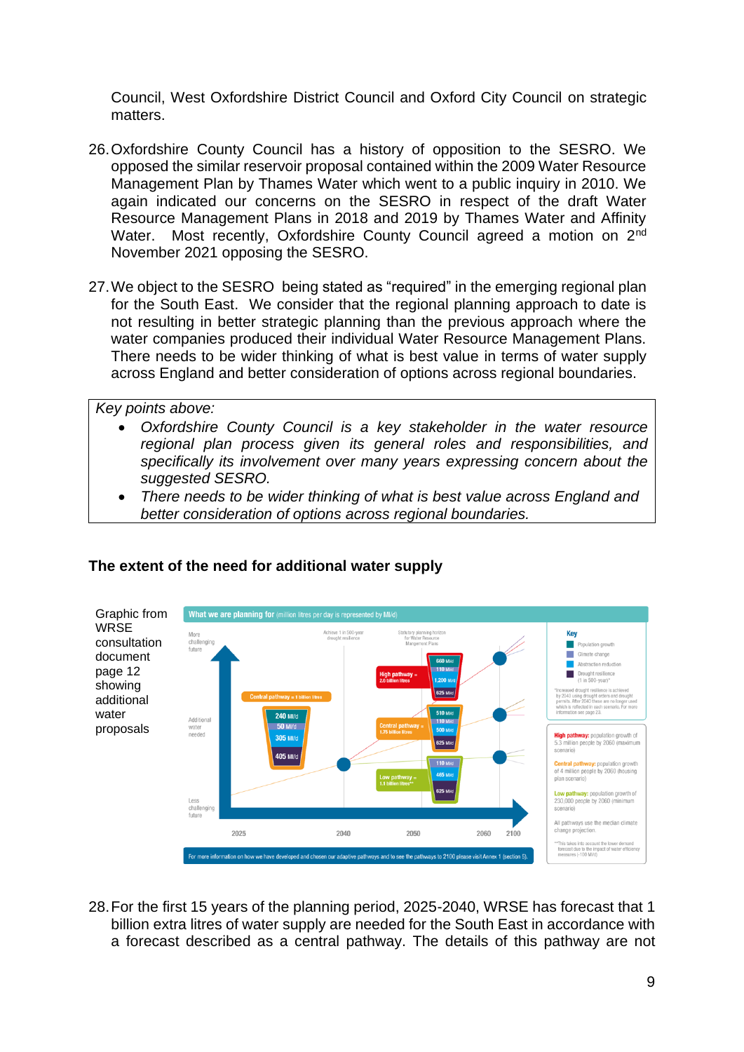Council, West Oxfordshire District Council and Oxford City Council on strategic matters.

26. Oxfordshire County Council has a history of opposition to the SESRO. We opposed the similar reservoir proposal contained within the 2009 Water Resource Management Plan by Thames Water which went to a public inquiry in 2010. We again indicated our concerns on the SESRO in respect of the draft Water Resource Management Plans in 2018 and 2019 by Thames Water and Affinity Water. Most recently, Oxfordshire County Council agreed a motion on 2nd November 2021 opposing the SESRO.

27. We object to the SESRO being stated as "required" in the emerging regional plan for the South East. We consider that the regional planning approach to date is not resulting in better strategic planning than the previous approach where the water companies produced their individual Water Resource Management Plans. There needs to be wider thinking of what is best value in terms of water supply across England and better consideration of options across regional boundaries.

*Key points above:*

- *Oxfordshire County Council is a key stakeholder in the water resource regional plan process given its general roles and responsibilities, and specifically its involvement over many years expressing concern about the suggested SESRO.*
- *There needs to be wider thinking of what is best value across England and better consideration of options across regional boundaries.*

**The extent of the need for additional water supply**

Graphic from WRSE consultation document page 12 showing additional water proposals

28. For the first 15 years of the planning period, 2025-2040, WRSE has forecast that 1 billion extra litres of water supply are needed for the South East in accordance with a forecast described as a central pathway. The details of this pathway are not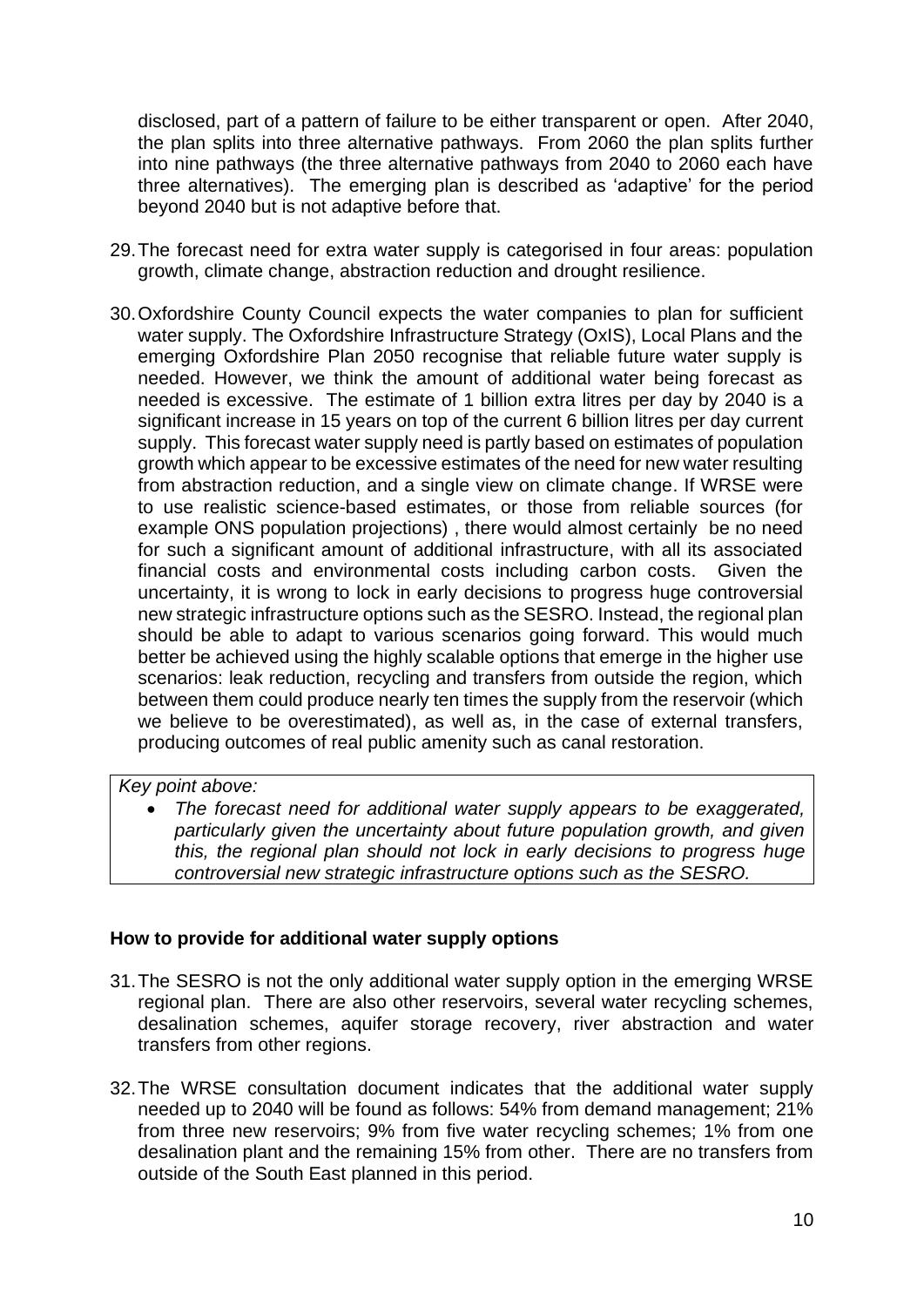disclosed, part of a pattern of failure to be either transparent or open. After 2040, the plan splits into three alternative pathways. From 2060 the plan splits further into nine pathways (the three alternative pathways from 2040 to 2060 each have three alternatives). The emerging plan is described as 'adaptive' for the period beyond 2040 but is not adaptive before that.

29. The forecast need for extra water supply is categorised in four areas: population growth, climate change, abstraction reduction and drought resilience.

30. Oxfordshire County Council expects the water companies to plan for sufficient water supply. The Oxfordshire Infrastructure Strategy (OxIS), Local Plans and the emerging Oxfordshire Plan 2050 recognise that reliable future water supply is needed. However, we think the amount of additional water being forecast as needed is excessive. The estimate of 1 billion extra litres per day by 2040 is a significant increase in 15 years on top of the current 6 billion litres per day current supply. This forecast water supply need is partly based on estimates of population growth which appear to be excessive estimates of the need for new water resulting from abstraction reduction, and a single view on climate change. If WRSE were to use realistic science-based estimates, or those from reliable sources (for example ONS population projections) , there would almost certainly be no need for such a significant amount of additional infrastructure, with all its associated financial costs and environmental costs including carbon costs. Given the uncertainty, it is wrong to lock in early decisions to progress huge controversial new strategic infrastructure options such as the SESRO. Instead, the regional plan should be able to adapt to various scenarios going forward. This would much better be achieved using the highly scalable options that emerge in the higher use scenarios: leak reduction, recycling and transfers from outside the region, which between them could produce nearly ten times the supply from the reservoir (which we believe to be overestimated), as well as, in the case of external transfers, producing outcomes of real public amenity such as canal restoration.

*Key point above:*

- *The forecast need for additional water supply appears to be exaggerated, particularly given the uncertainty about future population growth, and given this, the regional plan should not lock in early decisions to progress huge controversial new strategic infrastructure options such as the SESRO.*

**How to provide for additional water supply options**

31. The SESRO is not the only additional water supply option in the emerging WRSE regional plan. There are also other reservoirs, several water recycling schemes, desalination schemes, aquifer storage recovery, river abstraction and water transfers from other regions.

32. The WRSE consultation document indicates that the additional water supply needed up to 2040 will be found as follows: 54% from demand management; 21% from three new reservoirs; 9% from five water recycling schemes; 1% from one desalination plant and the remaining 15% from other. There are no transfers from outside of the South East planned in this period.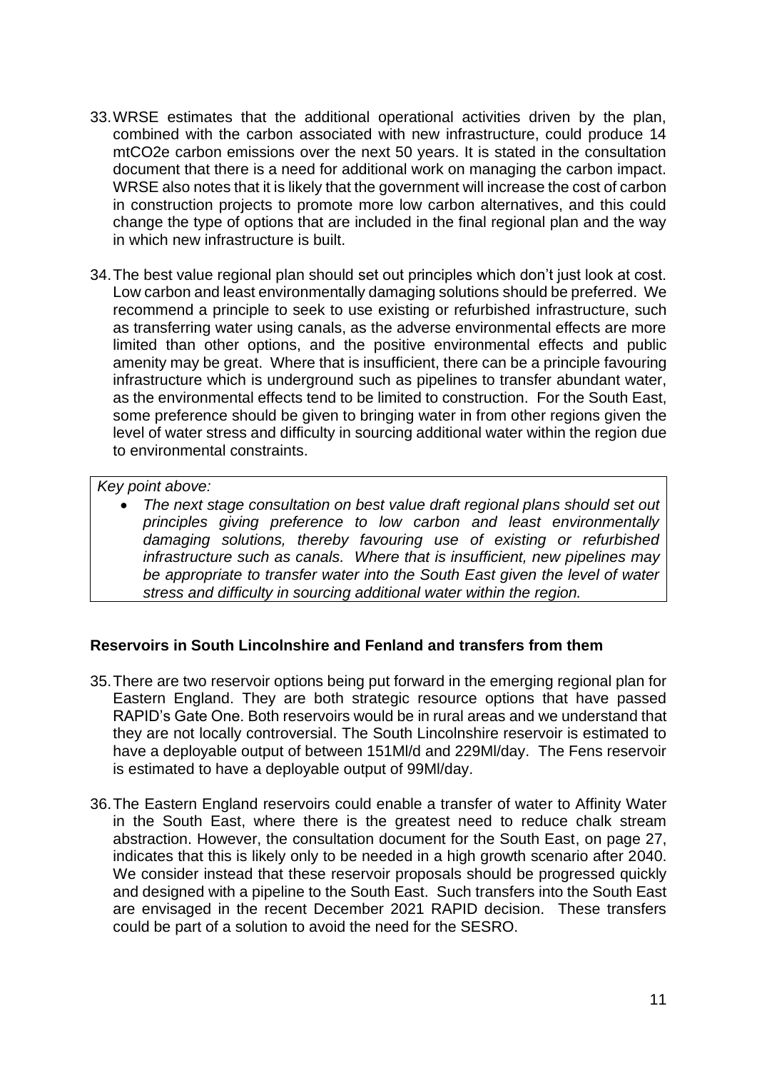33. WRSE estimates that the additional operational activities driven by the plan, combined with the carbon associated with new infrastructure, could produce 14 mtCO2e carbon emissions over the next 50 years. It is stated in the consultation document that there is a need for additional work on managing the carbon impact. WRSE also notes that it is likely that the government will increase the cost of carbon in construction projects to promote more low carbon alternatives, and this could change the type of options that are included in the final regional plan and the way in which new infrastructure is built.

34. The best value regional plan should set out principles which don't just look at cost. Low carbon and least environmentally damaging solutions should be preferred. We recommend a principle to seek to use existing or refurbished infrastructure, such as transferring water using canals, as the adverse environmental effects are more limited than other options, and the positive environmental effects and public amenity may be great. Where that is insufficient, there can be a principle favouring infrastructure which is underground such as pipelines to transfer abundant water, as the environmental effects tend to be limited to construction. For the South East, some preference should be given to bringing water in from other regions given the level of water stress and difficulty in sourcing additional water within the region due to environmental constraints.

> *Key point above:*
>
> - *The next stage consultation on best value draft regional plans should set out principles giving preference to low carbon and least environmentally damaging solutions, thereby favouring use of existing or refurbished infrastructure such as canals. Where that is insufficient, new pipelines may be appropriate to transfer water into the South East given the level of water stress and difficulty in sourcing additional water within the region.*

**Reservoirs in South Lincolnshire and Fenland and transfers from them**

35. There are two reservoir options being put forward in the emerging regional plan for Eastern England. They are both strategic resource options that have passed RAPID's Gate One. Both reservoirs would be in rural areas and we understand that they are not locally controversial. The South Lincolnshire reservoir is estimated to have a deployable output of between 151Ml/d and 229Ml/day. The Fens reservoir is estimated to have a deployable output of 99Ml/day.

36. The Eastern England reservoirs could enable a transfer of water to Affinity Water in the South East, where there is the greatest need to reduce chalk stream abstraction. However, the consultation document for the South East, on page 27, indicates that this is likely only to be needed in a high growth scenario after 2040. We consider instead that these reservoir proposals should be progressed quickly and designed with a pipeline to the South East. Such transfers into the South East are envisaged in the recent December 2021 RAPID decision. These transfers could be part of a solution to avoid the need for the SESRO.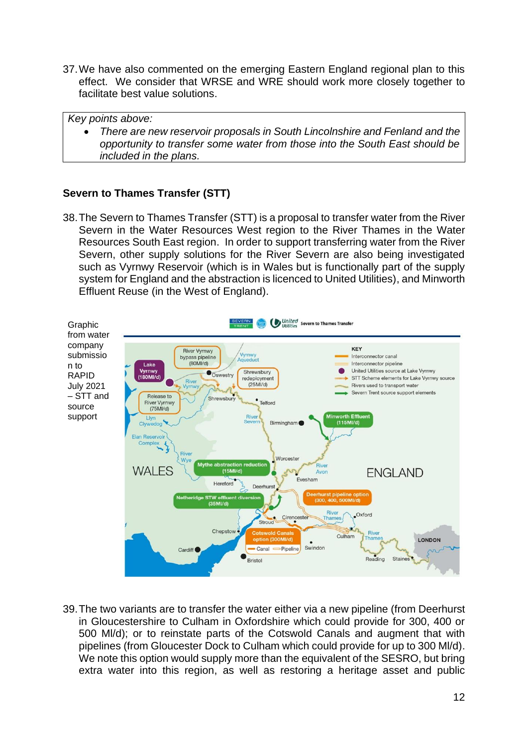37. We have also commented on the emerging Eastern England regional plan to this effect. We consider that WRSE and WRE should work more closely together to facilitate best value solutions.

> *Key points above:*
>
> - *There are new reservoir proposals in South Lincolnshire and Fenland and the opportunity to transfer some water from those into the South East should be included in the plans.*

**Severn to Thames Transfer (STT)**

38. The Severn to Thames Transfer (STT) is a proposal to transfer water from the River Severn in the Water Resources West region to the River Thames in the Water Resources South East region. In order to support transferring water from the River Severn, other supply solutions for the River Severn are also being investigated such as Vyrnwy Reservoir (which is in Wales but is functionally part of the supply system for England and the abstraction is licenced to United Utilities), and Minworth Effluent Reuse (in the West of England).

Graphic from water company submission to RAPID July 2021 – STT and source support

39. The two variants are to transfer the water either via a new pipeline (from Deerhurst in Gloucestershire to Culham in Oxfordshire which could provide for 300, 400 or 500 Ml/d); or to reinstate parts of the Cotswold Canals and augment that with pipelines (from Gloucester Dock to Culham which could provide for up to 300 Ml/d). We note this option would supply more than the equivalent of the SESRO, but bring extra water into this region, as well as restoring a heritage asset and public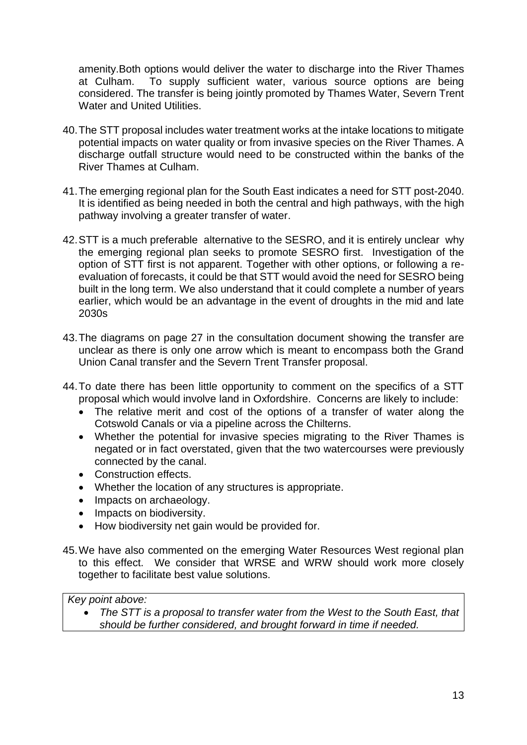amenity.Both options would deliver the water to discharge into the River Thames at Culham. To supply sufficient water, various source options are being considered. The transfer is being jointly promoted by Thames Water, Severn Trent Water and United Utilities.

40. The STT proposal includes water treatment works at the intake locations to mitigate potential impacts on water quality or from invasive species on the River Thames. A discharge outfall structure would need to be constructed within the banks of the River Thames at Culham.

41. The emerging regional plan for the South East indicates a need for STT post-2040. It is identified as being needed in both the central and high pathways, with the high pathway involving a greater transfer of water.

42. STT is a much preferable alternative to the SESRO, and it is entirely unclear why the emerging regional plan seeks to promote SESRO first. Investigation of the option of STT first is not apparent. Together with other options, or following a re-evaluation of forecasts, it could be that STT would avoid the need for SESRO being built in the long term. We also understand that it could complete a number of years earlier, which would be an advantage in the event of droughts in the mid and late 2030s

43. The diagrams on page 27 in the consultation document showing the transfer are unclear as there is only one arrow which is meant to encompass both the Grand Union Canal transfer and the Severn Trent Transfer proposal.

44. To date there has been little opportunity to comment on the specifics of a STT proposal which would involve land in Oxfordshire. Concerns are likely to include:
    - The relative merit and cost of the options of a transfer of water along the Cotswold Canals or via a pipeline across the Chilterns.
    - Whether the potential for invasive species migrating to the River Thames is negated or in fact overstated, given that the two watercourses were previously connected by the canal.
    - Construction effects.
    - Whether the location of any structures is appropriate.
    - Impacts on archaeology.
    - Impacts on biodiversity.
    - How biodiversity net gain would be provided for.

45. We have also commented on the emerging Water Resources West regional plan to this effect. We consider that WRSE and WRW should work more closely together to facilitate best value solutions.

*Key point above:*

- *The STT is a proposal to transfer water from the West to the South East, that should be further considered, and brought forward in time if needed.*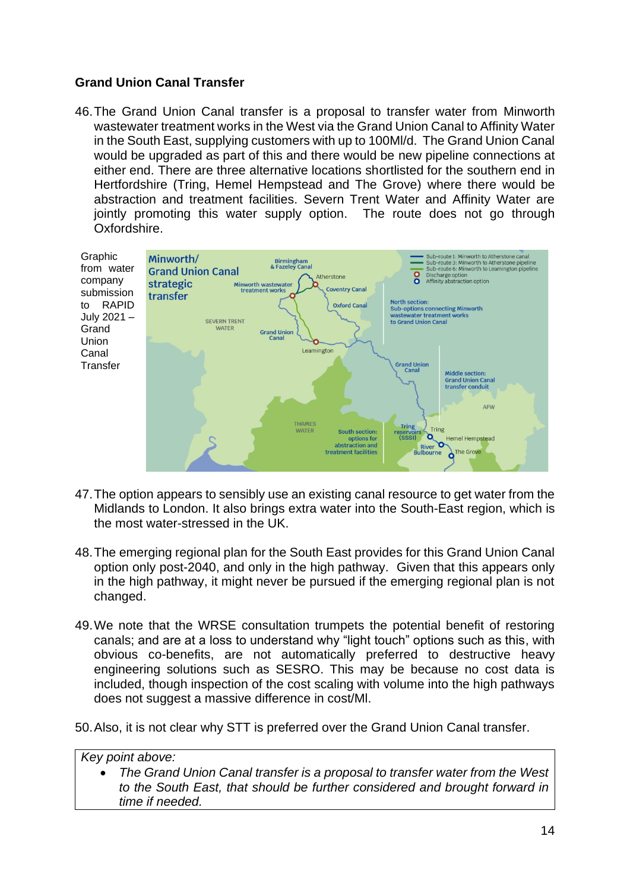**Grand Union Canal Transfer**

46. The Grand Union Canal transfer is a proposal to transfer water from Minworth wastewater treatment works in the West via the Grand Union Canal to Affinity Water in the South East, supplying customers with up to 100Ml/d. The Grand Union Canal would be upgraded as part of this and there would be new pipeline connections at either end. There are three alternative locations shortlisted for the southern end in Hertfordshire (Tring, Hemel Hempstead and The Grove) where there would be abstraction and treatment facilities. Severn Trent Water and Affinity Water are jointly promoting this water supply option. The route does not go through Oxfordshire.

Graphic from water company submission to RAPID July 2021 – Grand Union Canal Transfer

47. The option appears to sensibly use an existing canal resource to get water from the Midlands to London. It also brings extra water into the South-East region, which is the most water-stressed in the UK.

48. The emerging regional plan for the South East provides for this Grand Union Canal option only post-2040, and only in the high pathway. Given that this appears only in the high pathway, it might never be pursued if the emerging regional plan is not changed.

49. We note that the WRSE consultation trumpets the potential benefit of restoring canals; and are at a loss to understand why "light touch" options such as this, with obvious co-benefits, are not automatically preferred to destructive heavy engineering solutions such as SESRO. This may be because no cost data is included, though inspection of the cost scaling with volume into the high pathways does not suggest a massive difference in cost/Ml.

50. Also, it is not clear why STT is preferred over the Grand Union Canal transfer.

*Key point above:*

- *The Grand Union Canal transfer is a proposal to transfer water from the West to the South East, that should be further considered and brought forward in time if needed.*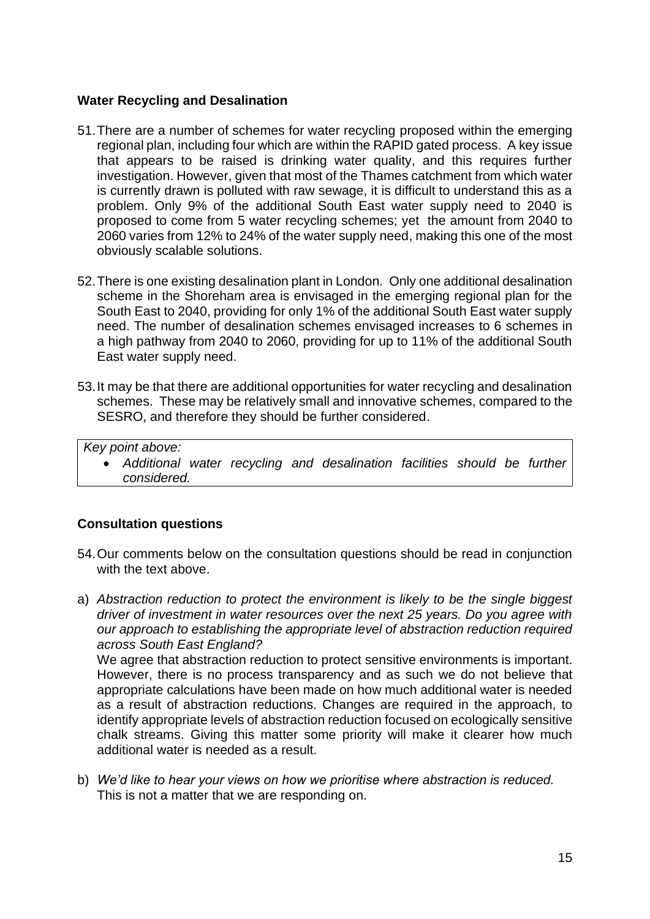**Water Recycling and Desalination**

51. There are a number of schemes for water recycling proposed within the emerging regional plan, including four which are within the RAPID gated process. A key issue that appears to be raised is drinking water quality, and this requires further investigation. However, given that most of the Thames catchment from which water is currently drawn is polluted with raw sewage, it is difficult to understand this as a problem. Only 9% of the additional South East water supply need to 2040 is proposed to come from 5 water recycling schemes; yet the amount from 2040 to 2060 varies from 12% to 24% of the water supply need, making this one of the most obviously scalable solutions.

52. There is one existing desalination plant in London. Only one additional desalination scheme in the Shoreham area is envisaged in the emerging regional plan for the South East to 2040, providing for only 1% of the additional South East water supply need. The number of desalination schemes envisaged increases to 6 schemes in a high pathway from 2040 to 2060, providing for up to 11% of the additional South East water supply need.

53. It may be that there are additional opportunities for water recycling and desalination schemes. These may be relatively small and innovative schemes, compared to the SESRO, and therefore they should be further considered.

*Key point above:*

- *Additional water recycling and desalination facilities should be further considered.*

**Consultation questions**

54. Our comments below on the consultation questions should be read in conjunction with the text above.

a) *Abstraction reduction to protect the environment is likely to be the single biggest driver of investment in water resources over the next 25 years. Do you agree with our approach to establishing the appropriate level of abstraction reduction required across South East England?*

We agree that abstraction reduction to protect sensitive environments is important. However, there is no process transparency and as such we do not believe that appropriate calculations have been made on how much additional water is needed as a result of abstraction reductions. Changes are required in the approach, to identify appropriate levels of abstraction reduction focused on ecologically sensitive chalk streams. Giving this matter some priority will make it clearer how much additional water is needed as a result.

b) *We'd like to hear your views on how we prioritise where abstraction is reduced.*

This is not a matter that we are responding on.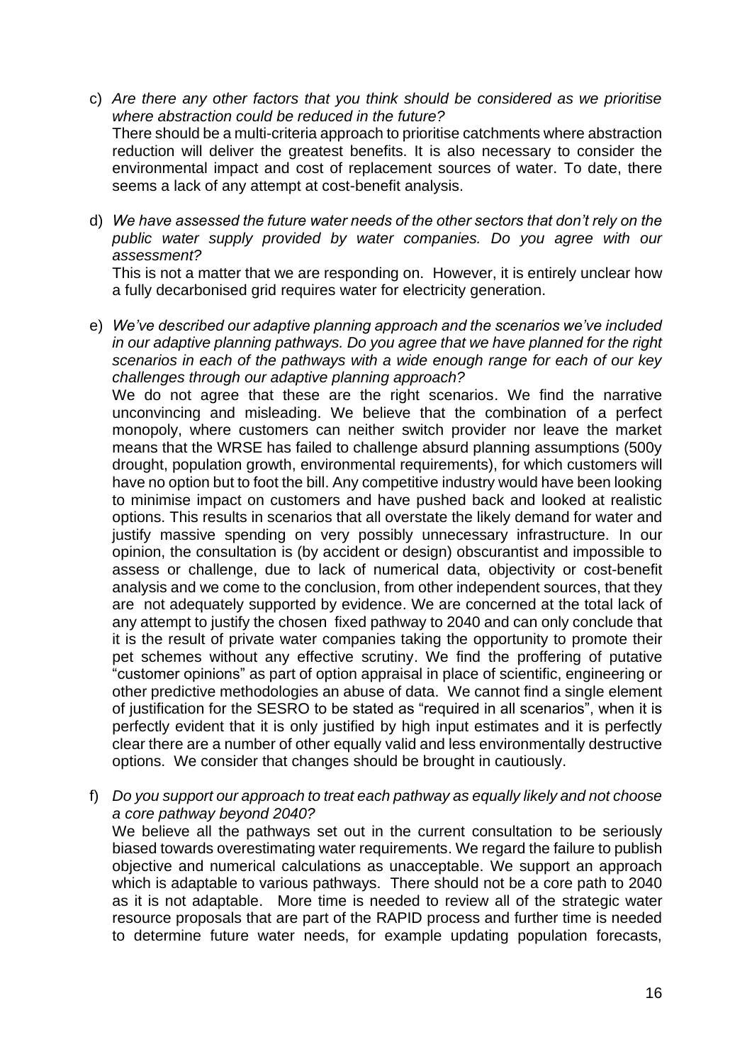c) *Are there any other factors that you think should be considered as we prioritise where abstraction could be reduced in the future?*
   There should be a multi-criteria approach to prioritise catchments where abstraction reduction will deliver the greatest benefits. It is also necessary to consider the environmental impact and cost of replacement sources of water. To date, there seems a lack of any attempt at cost-benefit analysis.

d) *We have assessed the future water needs of the other sectors that don't rely on the public water supply provided by water companies. Do you agree with our assessment?*
   This is not a matter that we are responding on. However, it is entirely unclear how a fully decarbonised grid requires water for electricity generation.

e) *We've described our adaptive planning approach and the scenarios we've included in our adaptive planning pathways. Do you agree that we have planned for the right scenarios in each of the pathways with a wide enough range for each of our key challenges through our adaptive planning approach?*
   We do not agree that these are the right scenarios. We find the narrative unconvincing and misleading. We believe that the combination of a perfect monopoly, where customers can neither switch provider nor leave the market means that the WRSE has failed to challenge absurd planning assumptions (500y drought, population growth, environmental requirements), for which customers will have no option but to foot the bill. Any competitive industry would have been looking to minimise impact on customers and have pushed back and looked at realistic options. This results in scenarios that all overstate the likely demand for water and justify massive spending on very possibly unnecessary infrastructure. In our opinion, the consultation is (by accident or design) obscurantist and impossible to assess or challenge, due to lack of numerical data, objectivity or cost-benefit analysis and we come to the conclusion, from other independent sources, that they are not adequately supported by evidence. We are concerned at the total lack of any attempt to justify the chosen fixed pathway to 2040 and can only conclude that it is the result of private water companies taking the opportunity to promote their pet schemes without any effective scrutiny. We find the proffering of putative "customer opinions" as part of option appraisal in place of scientific, engineering or other predictive methodologies an abuse of data. We cannot find a single element of justification for the SESRO to be stated as "required in all scenarios", when it is perfectly evident that it is only justified by high input estimates and it is perfectly clear there are a number of other equally valid and less environmentally destructive options. We consider that changes should be brought in cautiously.

f) *Do you support our approach to treat each pathway as equally likely and not choose a core pathway beyond 2040?*
   We believe all the pathways set out in the current consultation to be seriously biased towards overestimating water requirements. We regard the failure to publish objective and numerical calculations as unacceptable. We support an approach which is adaptable to various pathways. There should not be a core path to 2040 as it is not adaptable. More time is needed to review all of the strategic water resource proposals that are part of the RAPID process and further time is needed to determine future water needs, for example updating population forecasts,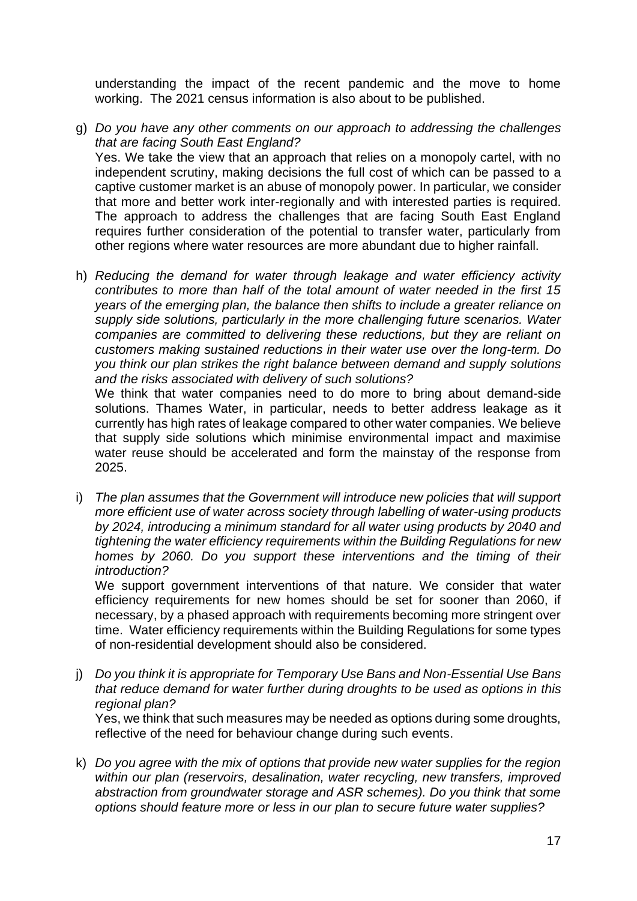understanding the impact of the recent pandemic and the move to home working. The 2021 census information is also about to be published.

g) *Do you have any other comments on our approach to addressing the challenges that are facing South East England?*
   Yes. We take the view that an approach that relies on a monopoly cartel, with no independent scrutiny, making decisions the full cost of which can be passed to a captive customer market is an abuse of monopoly power. In particular, we consider that more and better work inter-regionally and with interested parties is required. The approach to address the challenges that are facing South East England requires further consideration of the potential to transfer water, particularly from other regions where water resources are more abundant due to higher rainfall.

h) *Reducing the demand for water through leakage and water efficiency activity contributes to more than half of the total amount of water needed in the first 15 years of the emerging plan, the balance then shifts to include a greater reliance on supply side solutions, particularly in the more challenging future scenarios. Water companies are committed to delivering these reductions, but they are reliant on customers making sustained reductions in their water use over the long-term. Do you think our plan strikes the right balance between demand and supply solutions and the risks associated with delivery of such solutions?*
   We think that water companies need to do more to bring about demand-side solutions. Thames Water, in particular, needs to better address leakage as it currently has high rates of leakage compared to other water companies. We believe that supply side solutions which minimise environmental impact and maximise water reuse should be accelerated and form the mainstay of the response from 2025.

i) *The plan assumes that the Government will introduce new policies that will support more efficient use of water across society through labelling of water-using products by 2024, introducing a minimum standard for all water using products by 2040 and tightening the water efficiency requirements within the Building Regulations for new homes by 2060. Do you support these interventions and the timing of their introduction?*
   We support government interventions of that nature. We consider that water efficiency requirements for new homes should be set for sooner than 2060, if necessary, by a phased approach with requirements becoming more stringent over time. Water efficiency requirements within the Building Regulations for some types of non-residential development should also be considered.

j) *Do you think it is appropriate for Temporary Use Bans and Non-Essential Use Bans that reduce demand for water further during droughts to be used as options in this regional plan?*
   Yes, we think that such measures may be needed as options during some droughts, reflective of the need for behaviour change during such events.

k) *Do you agree with the mix of options that provide new water supplies for the region within our plan (reservoirs, desalination, water recycling, new transfers, improved abstraction from groundwater storage and ASR schemes). Do you think that some options should feature more or less in our plan to secure future water supplies?*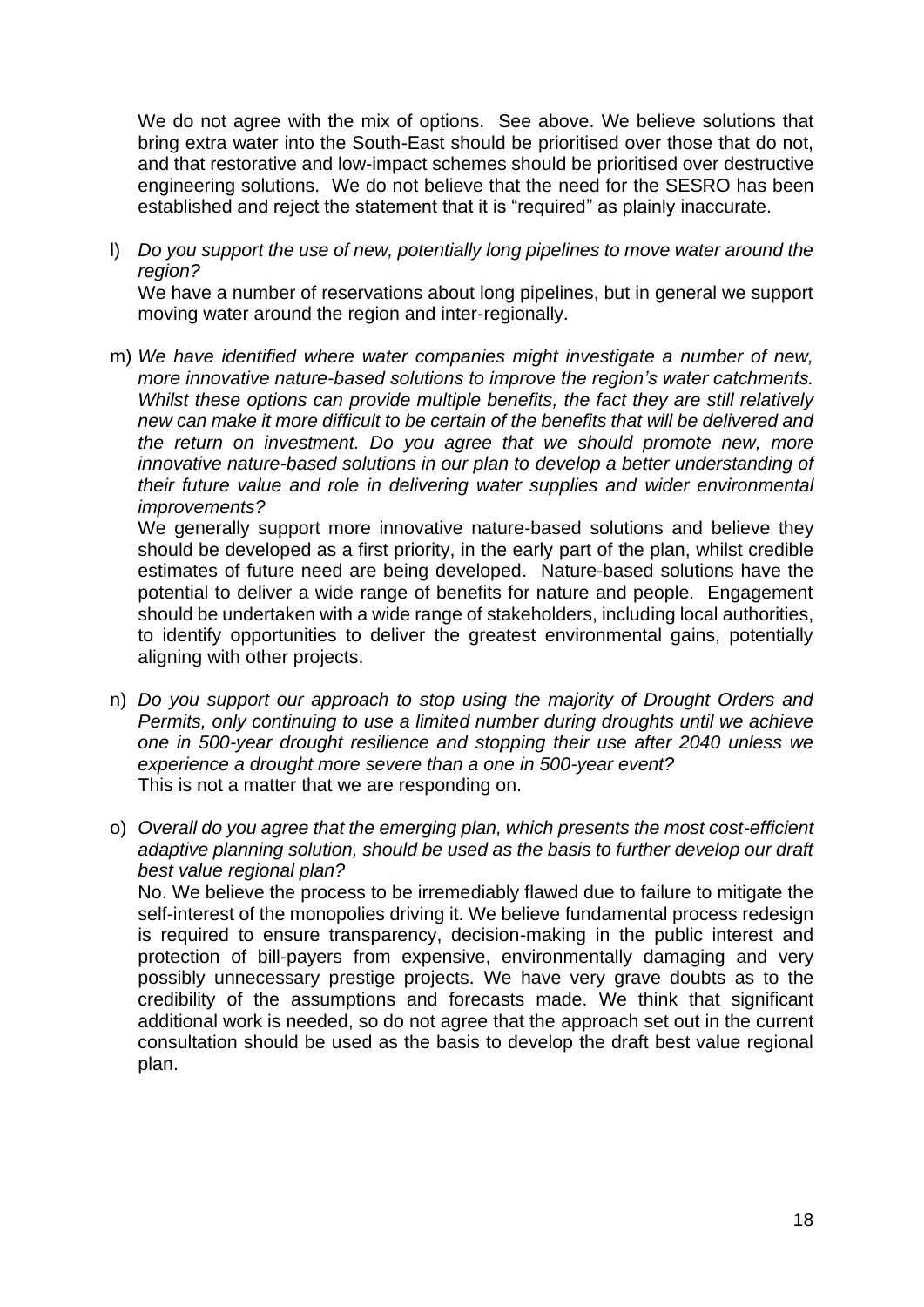We do not agree with the mix of options. See above. We believe solutions that bring extra water into the South-East should be prioritised over those that do not, and that restorative and low-impact schemes should be prioritised over destructive engineering solutions. We do not believe that the need for the SESRO has been established and reject the statement that it is "required" as plainly inaccurate.

l) *Do you support the use of new, potentially long pipelines to move water around the region?*
   We have a number of reservations about long pipelines, but in general we support moving water around the region and inter-regionally.

m) *We have identified where water companies might investigate a number of new, more innovative nature-based solutions to improve the region's water catchments. Whilst these options can provide multiple benefits, the fact they are still relatively new can make it more difficult to be certain of the benefits that will be delivered and the return on investment. Do you agree that we should promote new, more innovative nature-based solutions in our plan to develop a better understanding of their future value and role in delivering water supplies and wider environmental improvements?*
   We generally support more innovative nature-based solutions and believe they should be developed as a first priority, in the early part of the plan, whilst credible estimates of future need are being developed. Nature-based solutions have the potential to deliver a wide range of benefits for nature and people. Engagement should be undertaken with a wide range of stakeholders, including local authorities, to identify opportunities to deliver the greatest environmental gains, potentially aligning with other projects.

n) *Do you support our approach to stop using the majority of Drought Orders and Permits, only continuing to use a limited number during droughts until we achieve one in 500-year drought resilience and stopping their use after 2040 unless we experience a drought more severe than a one in 500-year event?*
   This is not a matter that we are responding on.

o) *Overall do you agree that the emerging plan, which presents the most cost-efficient adaptive planning solution, should be used as the basis to further develop our draft best value regional plan?*
   No. We believe the process to be irremediably flawed due to failure to mitigate the self-interest of the monopolies driving it. We believe fundamental process redesign is required to ensure transparency, decision-making in the public interest and protection of bill-payers from expensive, environmentally damaging and very possibly unnecessary prestige projects. We have very grave doubts as to the credibility of the assumptions and forecasts made. We think that significant additional work is needed, so do not agree that the approach set out in the current consultation should be used as the basis to develop the draft best value regional plan.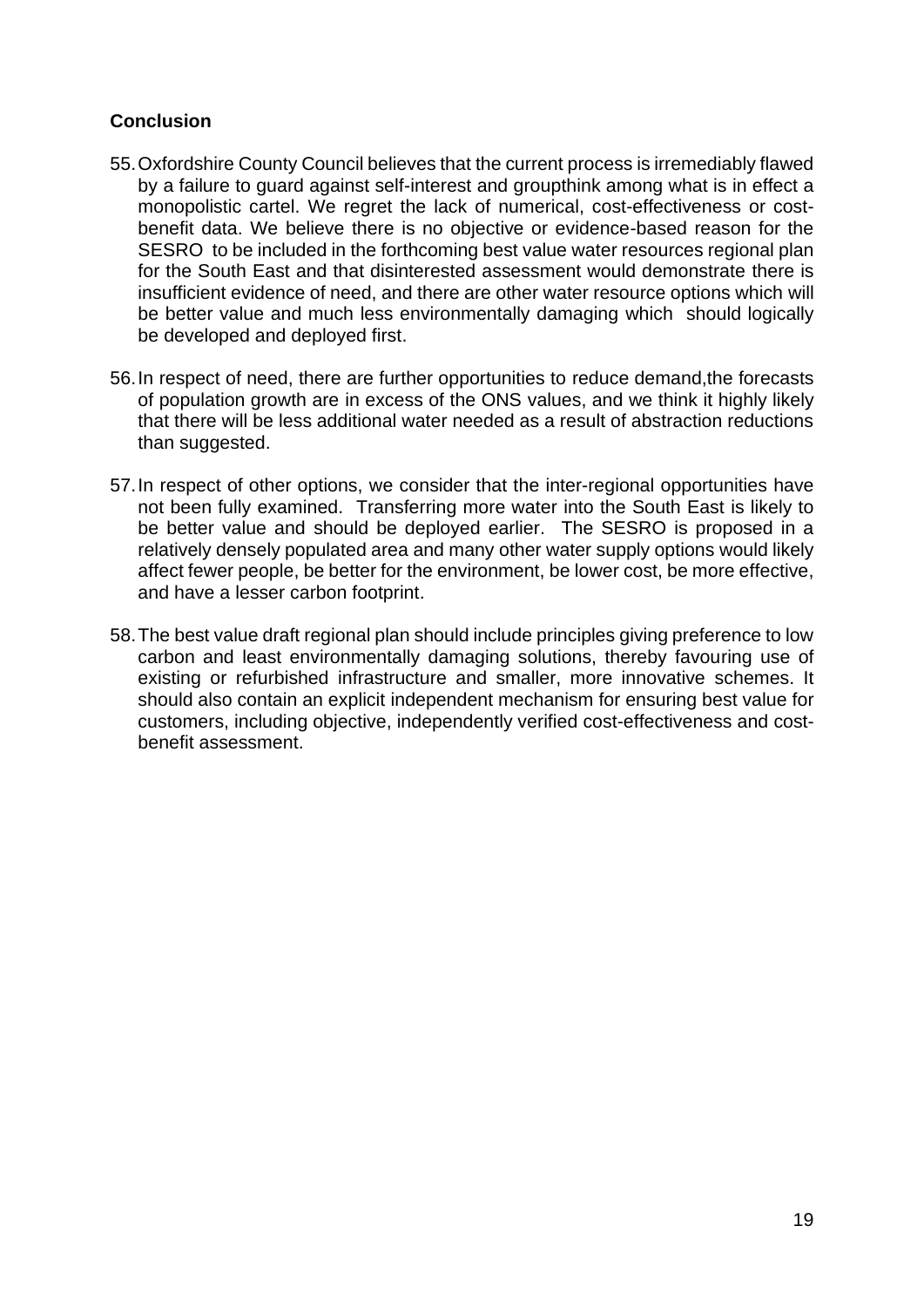**Conclusion**

55. Oxfordshire County Council believes that the current process is irremediably flawed by a failure to guard against self-interest and groupthink among what is in effect a monopolistic cartel. We regret the lack of numerical, cost-effectiveness or cost-benefit data. We believe there is no objective or evidence-based reason for the SESRO to be included in the forthcoming best value water resources regional plan for the South East and that disinterested assessment would demonstrate there is insufficient evidence of need, and there are other water resource options which will be better value and much less environmentally damaging which should logically be developed and deployed first.

56. In respect of need, there are further opportunities to reduce demand,the forecasts of population growth are in excess of the ONS values, and we think it highly likely that there will be less additional water needed as a result of abstraction reductions than suggested.

57. In respect of other options, we consider that the inter-regional opportunities have not been fully examined. Transferring more water into the South East is likely to be better value and should be deployed earlier. The SESRO is proposed in a relatively densely populated area and many other water supply options would likely affect fewer people, be better for the environment, be lower cost, be more effective, and have a lesser carbon footprint.

58. The best value draft regional plan should include principles giving preference to low carbon and least environmentally damaging solutions, thereby favouring use of existing or refurbished infrastructure and smaller, more innovative schemes. It should also contain an explicit independent mechanism for ensuring best value for customers, including objective, independently verified cost-effectiveness and cost-benefit assessment.